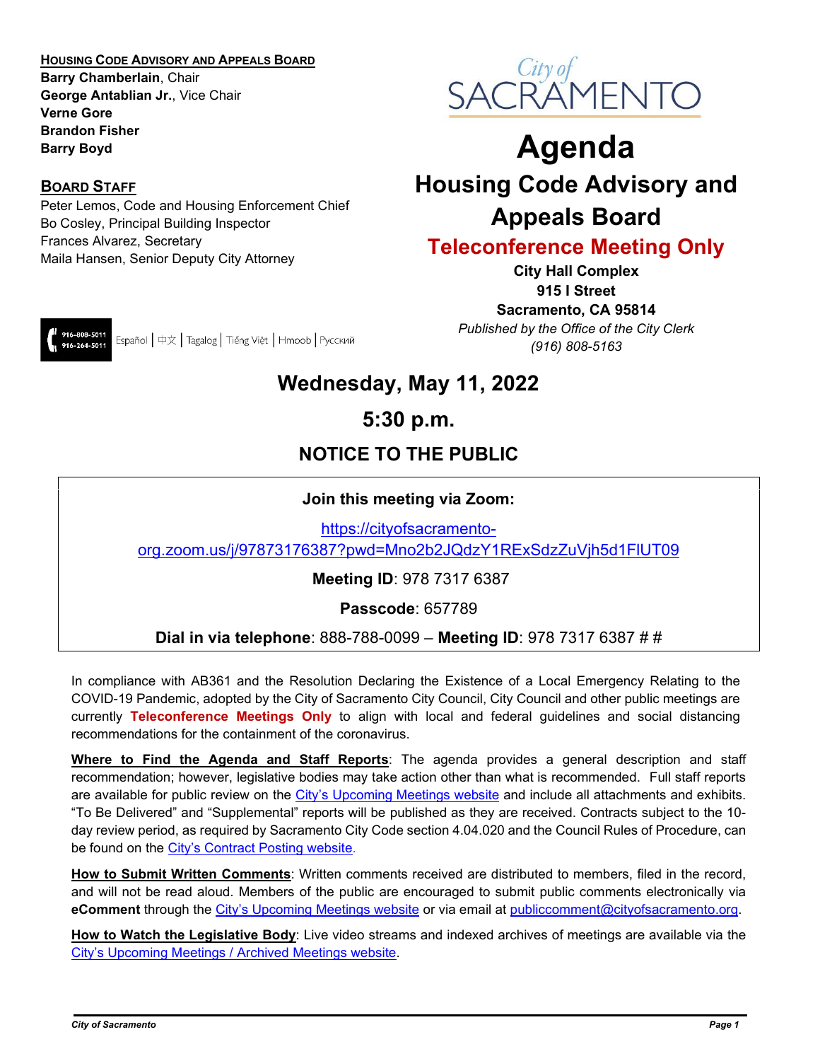**HOUSING CODE ADVISORY AND APPEALS BOARD**
**Barry Chamberlain**, Chair
**George Antablian Jr.**, Vice Chair
**Verne Gore**
**Brandon Fisher**
**Barry Boyd**

**BOARD STAFF**
Peter Lemos, Code and Housing Enforcement Chief
Bo Cosley, Principal Building Inspector
Frances Alvarez, Secretary
Maila Hansen, Senior Deputy City Attorney

916-808-5011
916-264-5011
Español | 中文 | Tagalog | Tiếng Việt | Hmoob | Русский

City of SACRAMENTO

# Agenda

## Housing Code Advisory and Appeals Board

## Teleconference Meeting Only

**City Hall Complex**
**915 I Street**
**Sacramento, CA 95814**
*Published by the Office of the City Clerk*
*(916) 808-5163*

## Wednesday, May 11, 2022

## 5:30 p.m.

## NOTICE TO THE PUBLIC

**Join this meeting via Zoom:**

https://cityofsacramento-org.zoom.us/j/97873176387?pwd=Mno2b2JQdzY1RExSdzZuVjh5d1FlUT09

**Meeting ID**: 978 7317 6387

**Passcode**: 657789

**Dial in via telephone**: 888-788-0099 – **Meeting ID**: 978 7317 6387 # #

In compliance with AB361 and the Resolution Declaring the Existence of a Local Emergency Relating to the COVID-19 Pandemic, adopted by the City of Sacramento City Council, City Council and other public meetings are currently **Teleconference Meetings Only** to align with local and federal guidelines and social distancing recommendations for the containment of the coronavirus.

**Where to Find the Agenda and Staff Reports**: The agenda provides a general description and staff recommendation; however, legislative bodies may take action other than what is recommended. Full staff reports are available for public review on the City's Upcoming Meetings website and include all attachments and exhibits. "To Be Delivered" and "Supplemental" reports will be published as they are received. Contracts subject to the 10-day review period, as required by Sacramento City Code section 4.04.020 and the Council Rules of Procedure, can be found on the City's Contract Posting website.

**How to Submit Written Comments**: Written comments received are distributed to members, filed in the record, and will not be read aloud. Members of the public are encouraged to submit public comments electronically via **eComment** through the City's Upcoming Meetings website or via email at publiccomment@cityofsacramento.org.

**How to Watch the Legislative Body**: Live video streams and indexed archives of meetings are available via the City's Upcoming Meetings / Archived Meetings website.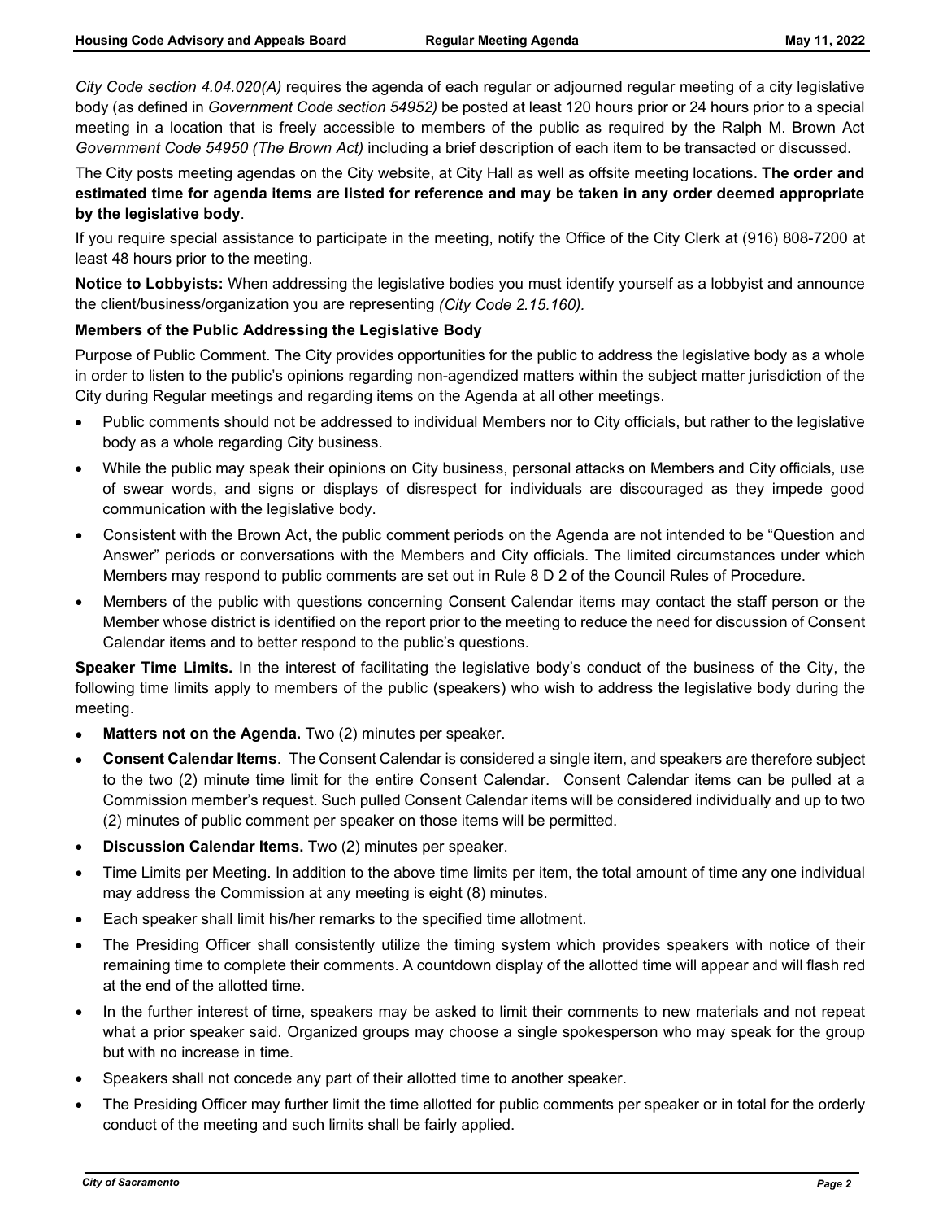*City Code section 4.04.020(A)* requires the agenda of each regular or adjourned regular meeting of a city legislative body (as defined in *Government Code section 54952)* be posted at least 120 hours prior or 24 hours prior to a special meeting in a location that is freely accessible to members of the public as required by the Ralph M. Brown Act *Government Code 54950 (The Brown Act)* including a brief description of each item to be transacted or discussed.

The City posts meeting agendas on the City website, at City Hall as well as offsite meeting locations. **The order and estimated time for agenda items are listed for reference and may be taken in any order deemed appropriate by the legislative body**.

If you require special assistance to participate in the meeting, notify the Office of the City Clerk at (916) 808-7200 at least 48 hours prior to the meeting.

**Notice to Lobbyists:** When addressing the legislative bodies you must identify yourself as a lobbyist and announce the client/business/organization you are representing *(City Code 2.15.160).*

**Members of the Public Addressing the Legislative Body**

Purpose of Public Comment. The City provides opportunities for the public to address the legislative body as a whole in order to listen to the public's opinions regarding non-agendized matters within the subject matter jurisdiction of the City during Regular meetings and regarding items on the Agenda at all other meetings.

- Public comments should not be addressed to individual Members nor to City officials, but rather to the legislative body as a whole regarding City business.
- While the public may speak their opinions on City business, personal attacks on Members and City officials, use of swear words, and signs or displays of disrespect for individuals are discouraged as they impede good communication with the legislative body.
- Consistent with the Brown Act, the public comment periods on the Agenda are not intended to be "Question and Answer" periods or conversations with the Members and City officials. The limited circumstances under which Members may respond to public comments are set out in Rule 8 D 2 of the Council Rules of Procedure.
- Members of the public with questions concerning Consent Calendar items may contact the staff person or the Member whose district is identified on the report prior to the meeting to reduce the need for discussion of Consent Calendar items and to better respond to the public's questions.

**Speaker Time Limits.** In the interest of facilitating the legislative body's conduct of the business of the City, the following time limits apply to members of the public (speakers) who wish to address the legislative body during the meeting.

- **Matters not on the Agenda.** Two (2) minutes per speaker.
- **Consent Calendar Items**. The Consent Calendar is considered a single item, and speakers are therefore subject to the two (2) minute time limit for the entire Consent Calendar. Consent Calendar items can be pulled at a Commission member's request. Such pulled Consent Calendar items will be considered individually and up to two (2) minutes of public comment per speaker on those items will be permitted.
- **Discussion Calendar Items.** Two (2) minutes per speaker.
- Time Limits per Meeting. In addition to the above time limits per item, the total amount of time any one individual may address the Commission at any meeting is eight (8) minutes.
- Each speaker shall limit his/her remarks to the specified time allotment.
- The Presiding Officer shall consistently utilize the timing system which provides speakers with notice of their remaining time to complete their comments. A countdown display of the allotted time will appear and will flash red at the end of the allotted time.
- In the further interest of time, speakers may be asked to limit their comments to new materials and not repeat what a prior speaker said. Organized groups may choose a single spokesperson who may speak for the group but with no increase in time.
- Speakers shall not concede any part of their allotted time to another speaker.
- The Presiding Officer may further limit the time allotted for public comments per speaker or in total for the orderly conduct of the meeting and such limits shall be fairly applied.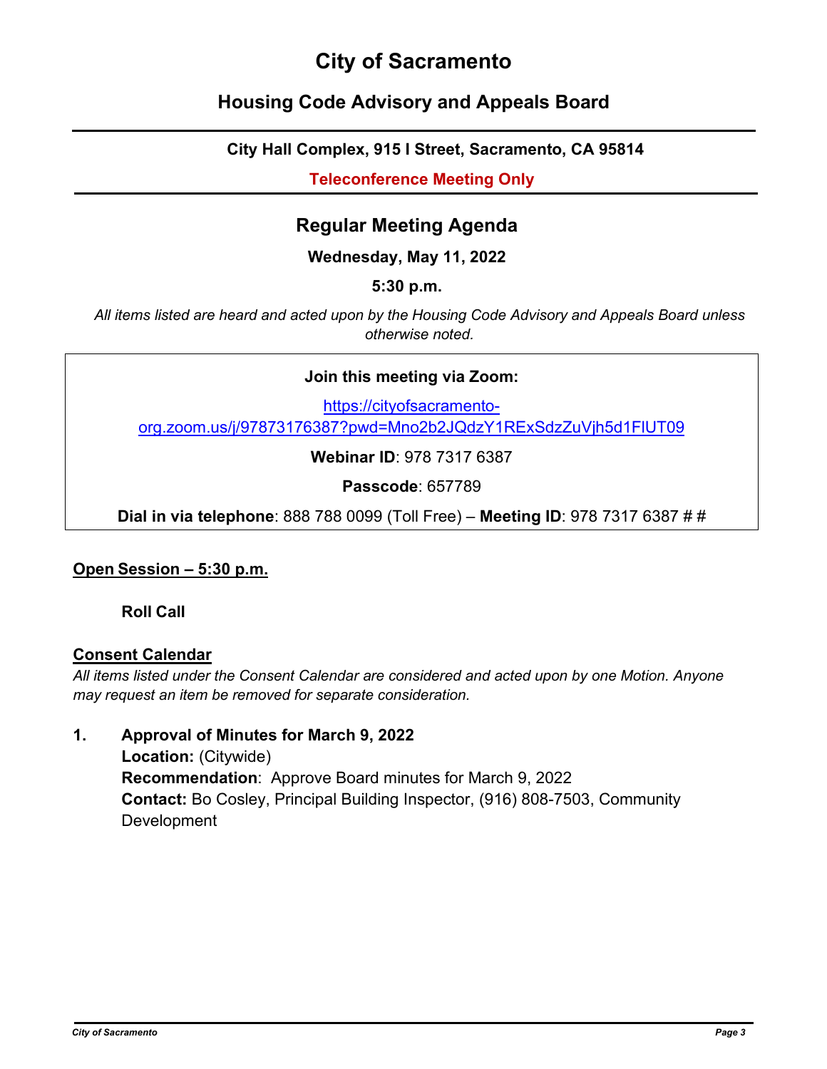# City of Sacramento

## Housing Code Advisory and Appeals Board

**City Hall Complex, 915 I Street, Sacramento, CA 95814**

**Teleconference Meeting Only**

## Regular Meeting Agenda

**Wednesday, May 11, 2022**

**5:30 p.m.**

*All items listed are heard and acted upon by the Housing Code Advisory and Appeals Board unless otherwise noted.*

**Join this meeting via Zoom:**

https://cityofsacramento-org.zoom.us/j/97873176387?pwd=Mno2b2JQdzY1RExSdzZuVjh5d1FlUT09

**Webinar ID**: 978 7317 6387

**Passcode**: 657789

**Dial in via telephone**: 888 788 0099 (Toll Free) – **Meeting ID**: 978 7317 6387 # #

**Open Session – 5:30 p.m.**

**Roll Call**

**Consent Calendar**

*All items listed under the Consent Calendar are considered and acted upon by one Motion. Anyone may request an item be removed for separate consideration.*

1. **Approval of Minutes for March 9, 2022**
   **Location:** (Citywide)
   **Recommendation**: Approve Board minutes for March 9, 2022
   **Contact:** Bo Cosley, Principal Building Inspector, (916) 808-7503, Community Development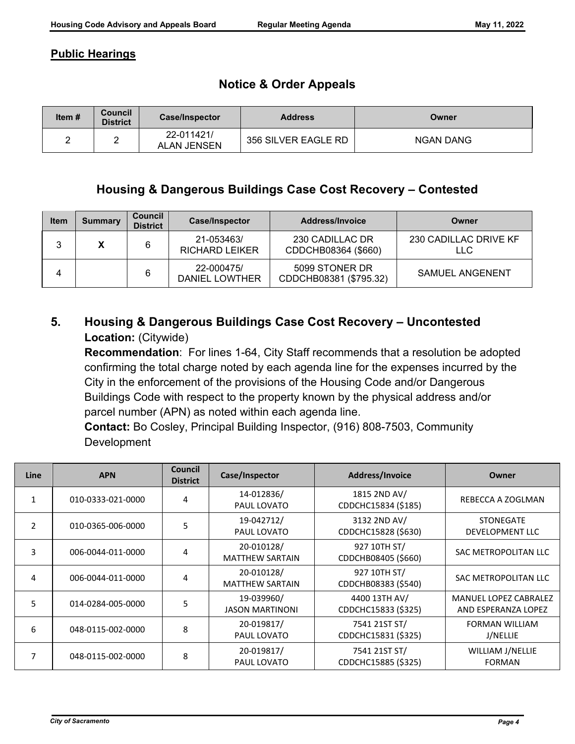## Public Hearings

### Notice & Order Appeals

| Item # | Council District | Case/Inspector | Address | Owner |
|---|---|---|---|---|
| 2 | 2 | 22-011421/ ALAN JENSEN | 356 SILVER EAGLE RD | NGAN DANG |

### Housing & Dangerous Buildings Case Cost Recovery – Contested

| Item | Summary | Council District | Case/Inspector | Address/Invoice | Owner |
|---|---|---|---|---|---|
| 3 | X | 6 | 21-053463/ RICHARD LEIKER | 230 CADILLAC DR CDDCHB08364 ($660) | 230 CADILLAC DRIVE KF LLC |
| 4 | | 6 | 22-000475/ DANIEL LOWTHER | 5099 STONER DR CDDCHB08381 ($795.32) | SAMUEL ANGENENT |

### 5. Housing & Dangerous Buildings Case Cost Recovery – Uncontested

**Location:** (Citywide)

**Recommendation**: For lines 1-64, City Staff recommends that a resolution be adopted confirming the total charge noted by each agenda line for the expenses incurred by the City in the enforcement of the provisions of the Housing Code and/or Dangerous Buildings Code with respect to the property known by the physical address and/or parcel number (APN) as noted within each agenda line.

**Contact:** Bo Cosley, Principal Building Inspector, (916) 808-7503, Community Development

| Line | APN | Council District | Case/Inspector | Address/Invoice | Owner |
|---|---|---|---|---|---|
| 1 | 010-0333-021-0000 | 4 | 14-012836/ PAUL LOVATO | 1815 2ND AV/ CDDCHC15834 ($185) | REBECCA A ZOGLMAN |
| 2 | 010-0365-006-0000 | 5 | 19-042712/ PAUL LOVATO | 3132 2ND AV/ CDDCHC15828 ($630) | STONEGATE DEVELOPMENT LLC |
| 3 | 006-0044-011-0000 | 4 | 20-010128/ MATTHEW SARTAIN | 927 10TH ST/ CDDCHB08405 ($660) | SAC METROPOLITAN LLC |
| 4 | 006-0044-011-0000 | 4 | 20-010128/ MATTHEW SARTAIN | 927 10TH ST/ CDDCHB08383 ($540) | SAC METROPOLITAN LLC |
| 5 | 014-0284-005-0000 | 5 | 19-039960/ JASON MARTINONI | 4400 13TH AV/ CDDCHC15833 ($325) | MANUEL LOPEZ CABRALEZ AND ESPERANZA LOPEZ |
| 6 | 048-0115-002-0000 | 8 | 20-019817/ PAUL LOVATO | 7541 21ST ST/ CDDCHC15831 ($325) | FORMAN WILLIAM J/NELLIE |
| 7 | 048-0115-002-0000 | 8 | 20-019817/ PAUL LOVATO | 7541 21ST ST/ CDDCHC15885 ($325) | WILLIAM J/NELLIE FORMAN |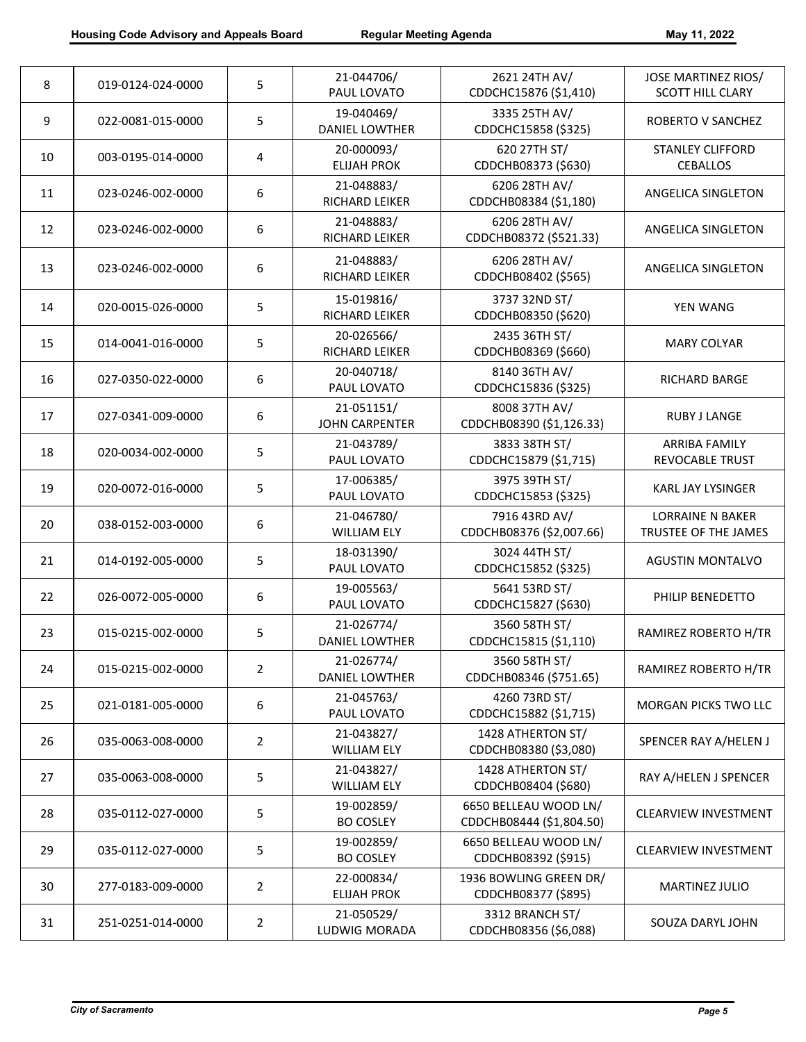| | | | | | |
|---|---|---|---|---|---|
| 8 | 019-0124-024-0000 | 5 | 21-044706/ PAUL LOVATO | 2621 24TH AV/ CDDCHC15876 ($1,410) | JOSE MARTINEZ RIOS/ SCOTT HILL CLARY |
| 9 | 022-0081-015-0000 | 5 | 19-040469/ DANIEL LOWTHER | 3335 25TH AV/ CDDCHC15858 ($325) | ROBERTO V SANCHEZ |
| 10 | 003-0195-014-0000 | 4 | 20-000093/ ELIJAH PROK | 620 27TH ST/ CDDCHB08373 ($630) | STANLEY CLIFFORD CEBALLOS |
| 11 | 023-0246-002-0000 | 6 | 21-048883/ RICHARD LEIKER | 6206 28TH AV/ CDDCHB08384 ($1,180) | ANGELICA SINGLETON |
| 12 | 023-0246-002-0000 | 6 | 21-048883/ RICHARD LEIKER | 6206 28TH AV/ CDDCHB08372 ($521.33) | ANGELICA SINGLETON |
| 13 | 023-0246-002-0000 | 6 | 21-048883/ RICHARD LEIKER | 6206 28TH AV/ CDDCHB08402 ($565) | ANGELICA SINGLETON |
| 14 | 020-0015-026-0000 | 5 | 15-019816/ RICHARD LEIKER | 3737 32ND ST/ CDDCHB08350 ($620) | YEN WANG |
| 15 | 014-0041-016-0000 | 5 | 20-026566/ RICHARD LEIKER | 2435 36TH ST/ CDDCHB08369 ($660) | MARY COLYAR |
| 16 | 027-0350-022-0000 | 6 | 20-040718/ PAUL LOVATO | 8140 36TH AV/ CDDCHC15836 ($325) | RICHARD BARGE |
| 17 | 027-0341-009-0000 | 6 | 21-051151/ JOHN CARPENTER | 8008 37TH AV/ CDDCHB08390 ($1,126.33) | RUBY J LANGE |
| 18 | 020-0034-002-0000 | 5 | 21-043789/ PAUL LOVATO | 3833 38TH ST/ CDDCHC15879 ($1,715) | ARRIBA FAMILY REVOCABLE TRUST |
| 19 | 020-0072-016-0000 | 5 | 17-006385/ PAUL LOVATO | 3975 39TH ST/ CDDCHC15853 ($325) | KARL JAY LYSINGER |
| 20 | 038-0152-003-0000 | 6 | 21-046780/ WILLIAM ELY | 7916 43RD AV/ CDDCHB08376 ($2,007.66) | LORRAINE N BAKER TRUSTEE OF THE JAMES |
| 21 | 014-0192-005-0000 | 5 | 18-031390/ PAUL LOVATO | 3024 44TH ST/ CDDCHC15852 ($325) | AGUSTIN MONTALVO |
| 22 | 026-0072-005-0000 | 6 | 19-005563/ PAUL LOVATO | 5641 53RD ST/ CDDCHC15827 ($630) | PHILIP BENEDETTO |
| 23 | 015-0215-002-0000 | 5 | 21-026774/ DANIEL LOWTHER | 3560 58TH ST/ CDDCHC15815 ($1,110) | RAMIREZ ROBERTO H/TR |
| 24 | 015-0215-002-0000 | 2 | 21-026774/ DANIEL LOWTHER | 3560 58TH ST/ CDDCHB08346 ($751.65) | RAMIREZ ROBERTO H/TR |
| 25 | 021-0181-005-0000 | 6 | 21-045763/ PAUL LOVATO | 4260 73RD ST/ CDDCHC15882 ($1,715) | MORGAN PICKS TWO LLC |
| 26 | 035-0063-008-0000 | 2 | 21-043827/ WILLIAM ELY | 1428 ATHERTON ST/ CDDCHB08380 ($3,080) | SPENCER RAY A/HELEN J |
| 27 | 035-0063-008-0000 | 5 | 21-043827/ WILLIAM ELY | 1428 ATHERTON ST/ CDDCHB08404 ($680) | RAY A/HELEN J SPENCER |
| 28 | 035-0112-027-0000 | 5 | 19-002859/ BO COSLEY | 6650 BELLEAU WOOD LN/ CDDCHB08444 ($1,804.50) | CLEARVIEW INVESTMENT |
| 29 | 035-0112-027-0000 | 5 | 19-002859/ BO COSLEY | 6650 BELLEAU WOOD LN/ CDDCHB08392 ($915) | CLEARVIEW INVESTMENT |
| 30 | 277-0183-009-0000 | 2 | 22-000834/ ELIJAH PROK | 1936 BOWLING GREEN DR/ CDDCHB08377 ($895) | MARTINEZ JULIO |
| 31 | 251-0251-014-0000 | 2 | 21-050529/ LUDWIG MORADA | 3312 BRANCH ST/ CDDCHB08356 ($6,088) | SOUZA DARYL JOHN |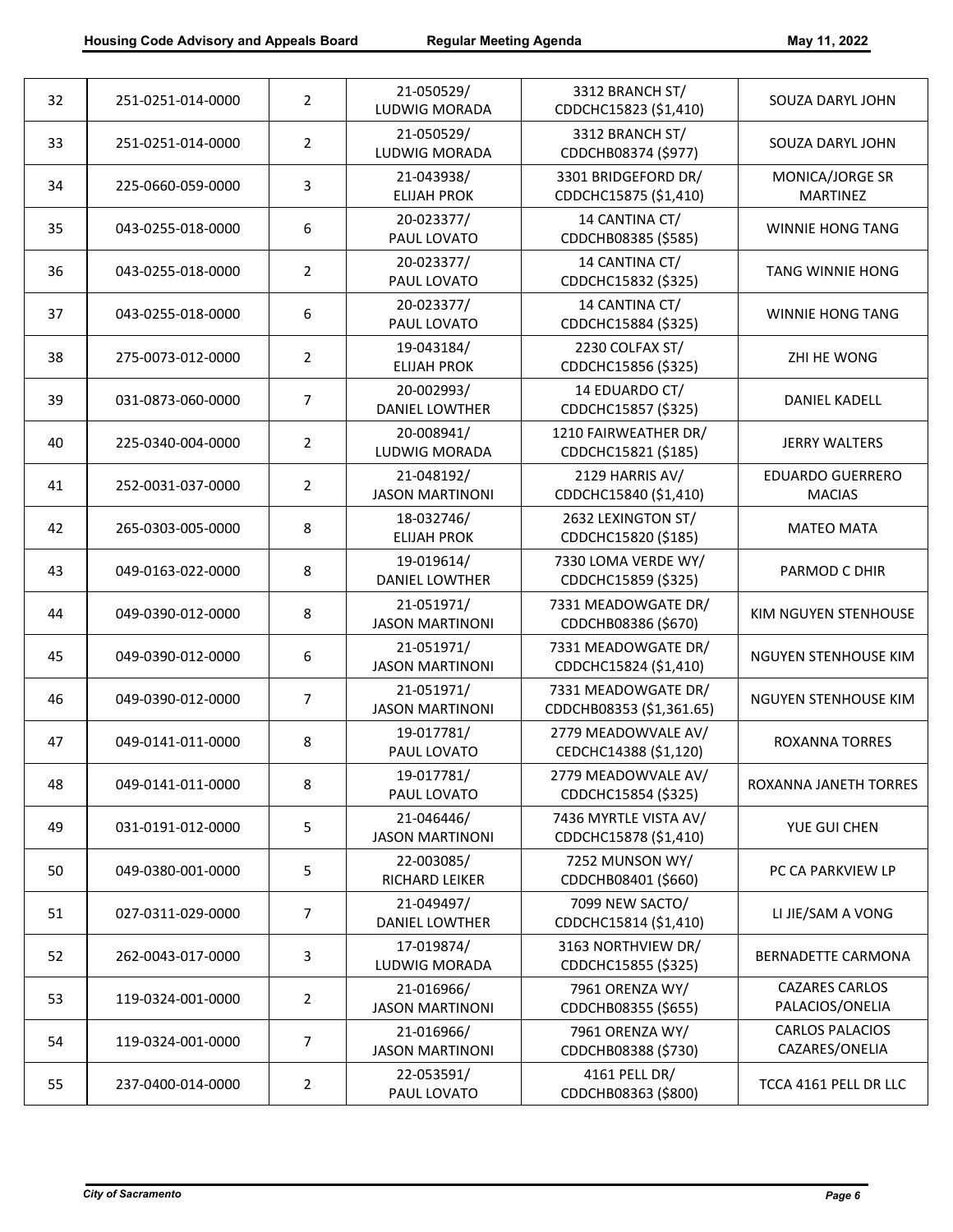| | | | | | |
|---|---|---|---|---|---|
| 32 | 251-0251-014-0000 | 2 | 21-050529/ LUDWIG MORADA | 3312 BRANCH ST/ CDDCHC15823 ($1,410) | SOUZA DARYL JOHN |
| 33 | 251-0251-014-0000 | 2 | 21-050529/ LUDWIG MORADA | 3312 BRANCH ST/ CDDCHB08374 ($977) | SOUZA DARYL JOHN |
| 34 | 225-0660-059-0000 | 3 | 21-043938/ ELIJAH PROK | 3301 BRIDGEFORD DR/ CDDCHC15875 ($1,410) | MONICA/JORGE SR MARTINEZ |
| 35 | 043-0255-018-0000 | 6 | 20-023377/ PAUL LOVATO | 14 CANTINA CT/ CDDCHB08385 ($585) | WINNIE HONG TANG |
| 36 | 043-0255-018-0000 | 2 | 20-023377/ PAUL LOVATO | 14 CANTINA CT/ CDDCHC15832 ($325) | TANG WINNIE HONG |
| 37 | 043-0255-018-0000 | 6 | 20-023377/ PAUL LOVATO | 14 CANTINA CT/ CDDCHC15884 ($325) | WINNIE HONG TANG |
| 38 | 275-0073-012-0000 | 2 | 19-043184/ ELIJAH PROK | 2230 COLFAX ST/ CDDCHC15856 ($325) | ZHI HE WONG |
| 39 | 031-0873-060-0000 | 7 | 20-002993/ DANIEL LOWTHER | 14 EDUARDO CT/ CDDCHC15857 ($325) | DANIEL KADELL |
| 40 | 225-0340-004-0000 | 2 | 20-008941/ LUDWIG MORADA | 1210 FAIRWEATHER DR/ CDDCHC15821 ($185) | JERRY WALTERS |
| 41 | 252-0031-037-0000 | 2 | 21-048192/ JASON MARTINONI | 2129 HARRIS AV/ CDDCHC15840 ($1,410) | EDUARDO GUERRERO MACIAS |
| 42 | 265-0303-005-0000 | 8 | 18-032746/ ELIJAH PROK | 2632 LEXINGTON ST/ CDDCHC15820 ($185) | MATEO MATA |
| 43 | 049-0163-022-0000 | 8 | 19-019614/ DANIEL LOWTHER | 7330 LOMA VERDE WY/ CDDCHC15859 ($325) | PARMOD C DHIR |
| 44 | 049-0390-012-0000 | 8 | 21-051971/ JASON MARTINONI | 7331 MEADOWGATE DR/ CDDCHB08386 ($670) | KIM NGUYEN STENHOUSE |
| 45 | 049-0390-012-0000 | 6 | 21-051971/ JASON MARTINONI | 7331 MEADOWGATE DR/ CDDCHC15824 ($1,410) | NGUYEN STENHOUSE KIM |
| 46 | 049-0390-012-0000 | 7 | 21-051971/ JASON MARTINONI | 7331 MEADOWGATE DR/ CDDCHB08353 ($1,361.65) | NGUYEN STENHOUSE KIM |
| 47 | 049-0141-011-0000 | 8 | 19-017781/ PAUL LOVATO | 2779 MEADOWVALE AV/ CEDCHC14388 ($1,120) | ROXANNA TORRES |
| 48 | 049-0141-011-0000 | 8 | 19-017781/ PAUL LOVATO | 2779 MEADOWVALE AV/ CDDCHC15854 ($325) | ROXANNA JANETH TORRES |
| 49 | 031-0191-012-0000 | 5 | 21-046446/ JASON MARTINONI | 7436 MYRTLE VISTA AV/ CDDCHC15878 ($1,410) | YUE GUI CHEN |
| 50 | 049-0380-001-0000 | 5 | 22-003085/ RICHARD LEIKER | 7252 MUNSON WY/ CDDCHB08401 ($660) | PC CA PARKVIEW LP |
| 51 | 027-0311-029-0000 | 7 | 21-049497/ DANIEL LOWTHER | 7099 NEW SACTO/ CDDCHC15814 ($1,410) | LI JIE/SAM A VONG |
| 52 | 262-0043-017-0000 | 3 | 17-019874/ LUDWIG MORADA | 3163 NORTHVIEW DR/ CDDCHC15855 ($325) | BERNADETTE CARMONA |
| 53 | 119-0324-001-0000 | 2 | 21-016966/ JASON MARTINONI | 7961 ORENZA WY/ CDDCHB08355 ($655) | CAZARES CARLOS PALACIOS/ONELIA |
| 54 | 119-0324-001-0000 | 7 | 21-016966/ JASON MARTINONI | 7961 ORENZA WY/ CDDCHB08388 ($730) | CARLOS PALACIOS CAZARES/ONELIA |
| 55 | 237-0400-014-0000 | 2 | 22-053591/ PAUL LOVATO | 4161 PELL DR/ CDDCHB08363 ($800) | TCCA 4161 PELL DR LLC |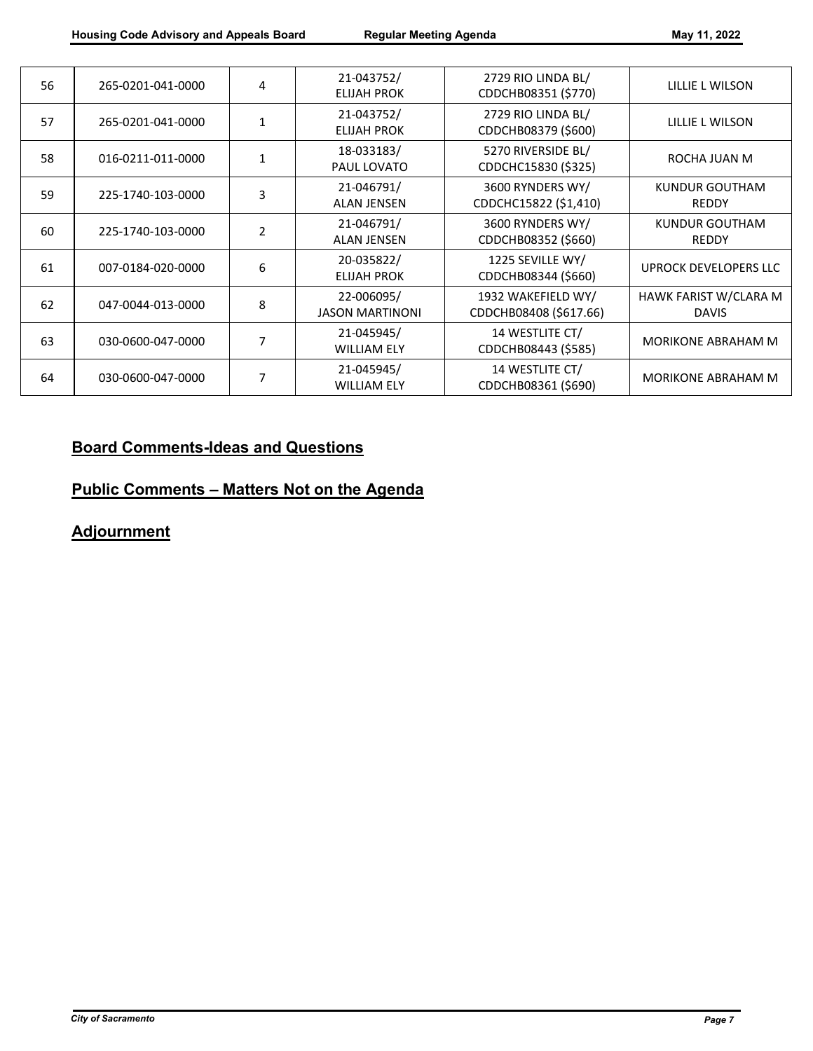| | | | | | |
|---|---|---|---|---|---|
| 56 | 265-0201-041-0000 | 4 | 21-043752/ ELIJAH PROK | 2729 RIO LINDA BL/ CDDCHB08351 ($770) | LILLIE L WILSON |
| 57 | 265-0201-041-0000 | 1 | 21-043752/ ELIJAH PROK | 2729 RIO LINDA BL/ CDDCHB08379 ($600) | LILLIE L WILSON |
| 58 | 016-0211-011-0000 | 1 | 18-033183/ PAUL LOVATO | 5270 RIVERSIDE BL/ CDDCHC15830 ($325) | ROCHA JUAN M |
| 59 | 225-1740-103-0000 | 3 | 21-046791/ ALAN JENSEN | 3600 RYNDERS WY/ CDDCHC15822 ($1,410) | KUNDUR GOUTHAM REDDY |
| 60 | 225-1740-103-0000 | 2 | 21-046791/ ALAN JENSEN | 3600 RYNDERS WY/ CDDCHB08352 ($660) | KUNDUR GOUTHAM REDDY |
| 61 | 007-0184-020-0000 | 6 | 20-035822/ ELIJAH PROK | 1225 SEVILLE WY/ CDDCHB08344 ($660) | UPROCK DEVELOPERS LLC |
| 62 | 047-0044-013-0000 | 8 | 22-006095/ JASON MARTINONI | 1932 WAKEFIELD WY/ CDDCHB08408 ($617.66) | HAWK FARIST W/CLARA M DAVIS |
| 63 | 030-0600-047-0000 | 7 | 21-045945/ WILLIAM ELY | 14 WESTLITE CT/ CDDCHB08443 ($585) | MORIKONE ABRAHAM M |
| 64 | 030-0600-047-0000 | 7 | 21-045945/ WILLIAM ELY | 14 WESTLITE CT/ CDDCHB08361 ($690) | MORIKONE ABRAHAM M |

## Board Comments-Ideas and Questions

## Public Comments – Matters Not on the Agenda

## Adjournment